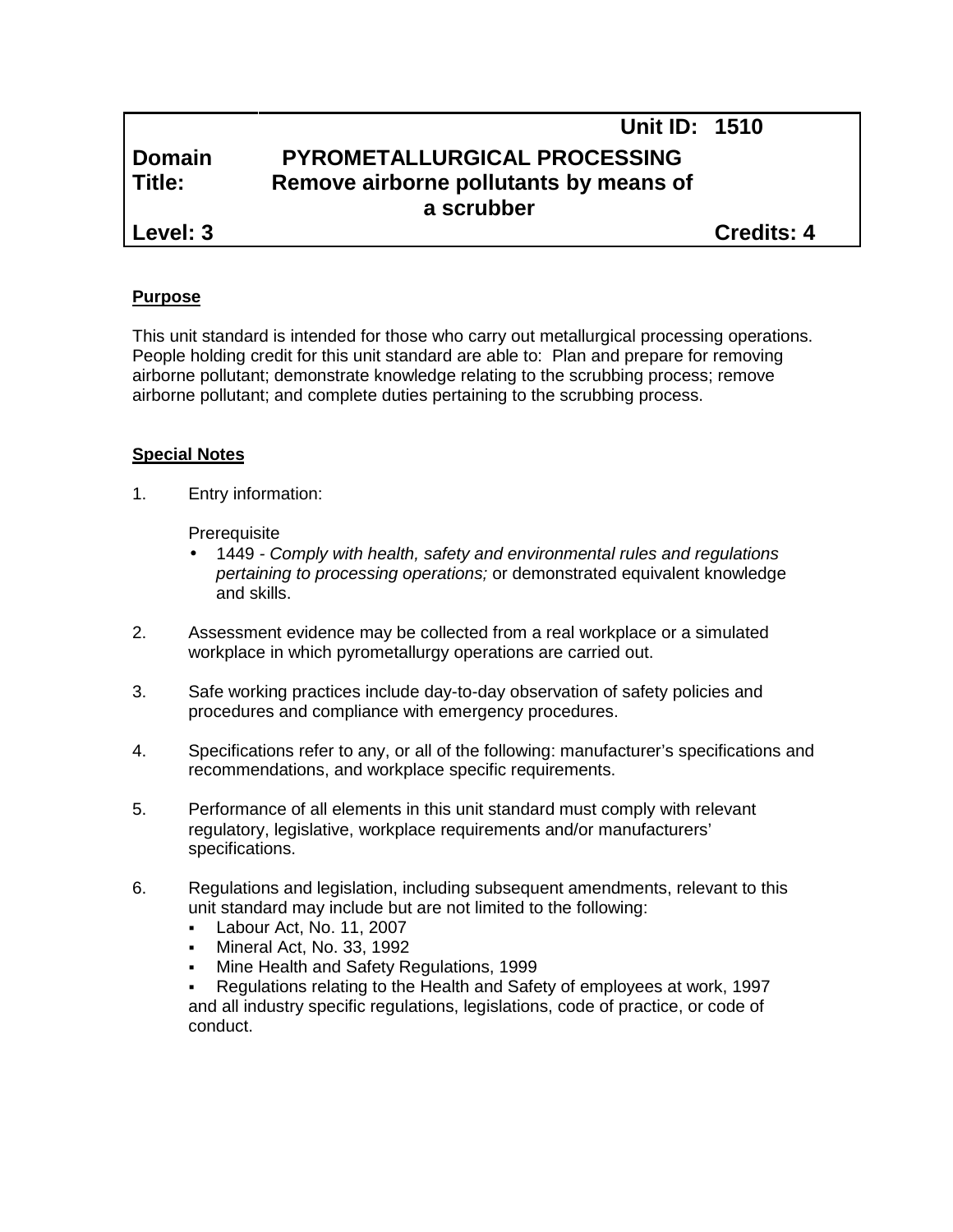| | | |
|---|---|---|
| | **Unit ID: 1510** | |
| **Domain** | **PYROMETALLURGICAL PROCESSING** | |
| **Title:** | **Remove airborne pollutants by means of a scrubber** | |
| **Level: 3** | | **Credits: 4** |

**Purpose**

This unit standard is intended for those who carry out metallurgical processing operations. People holding credit for this unit standard are able to: Plan and prepare for removing airborne pollutant; demonstrate knowledge relating to the scrubbing process; remove airborne pollutant; and complete duties pertaining to the scrubbing process.

**Special Notes**

1. Entry information:

   Prerequisite
   - 1449 - *Comply with health, safety and environmental rules and regulations pertaining to processing operations;* or demonstrated equivalent knowledge and skills.

2. Assessment evidence may be collected from a real workplace or a simulated workplace in which pyrometallurgy operations are carried out.

3. Safe working practices include day-to-day observation of safety policies and procedures and compliance with emergency procedures.

4. Specifications refer to any, or all of the following: manufacturer's specifications and recommendations, and workplace specific requirements.

5. Performance of all elements in this unit standard must comply with relevant regulatory, legislative, workplace requirements and/or manufacturers' specifications.

6. Regulations and legislation, including subsequent amendments, relevant to this unit standard may include but are not limited to the following:
   - Labour Act, No. 11, 2007
   - Mineral Act, No. 33, 1992
   - Mine Health and Safety Regulations, 1999
   - Regulations relating to the Health and Safety of employees at work, 1997

   and all industry specific regulations, legislations, code of practice, or code of conduct.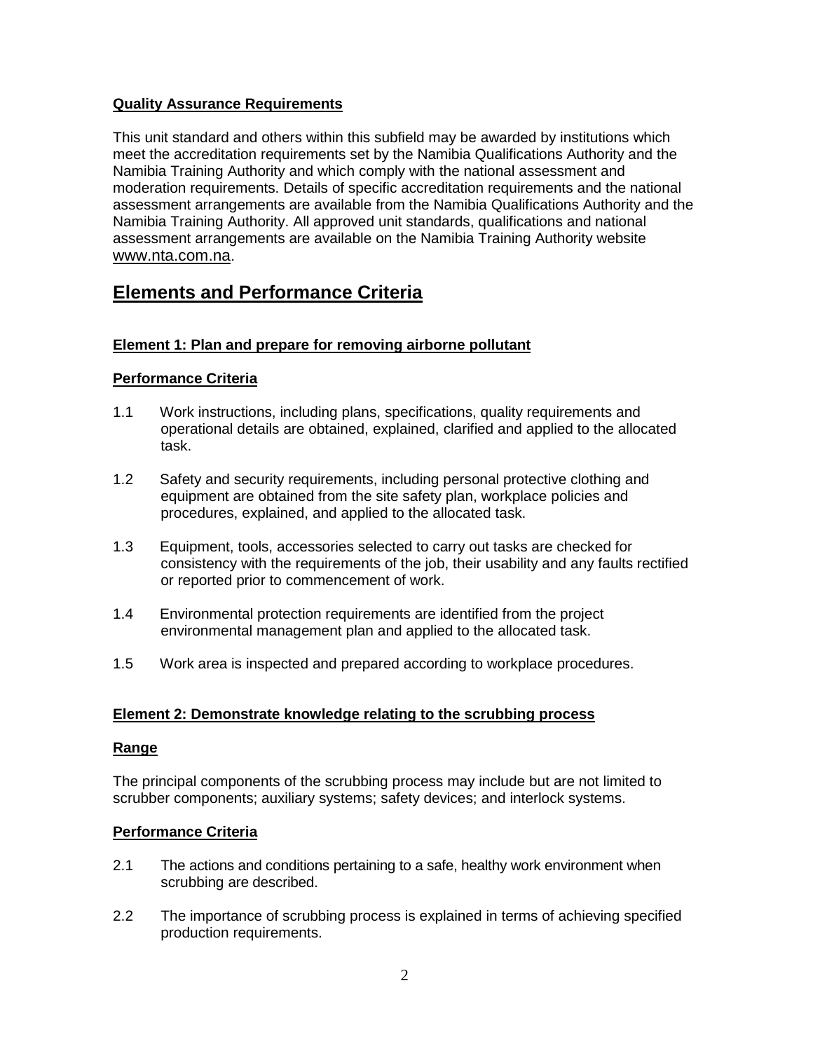**Quality Assurance Requirements**

This unit standard and others within this subfield may be awarded by institutions which meet the accreditation requirements set by the Namibia Qualifications Authority and the Namibia Training Authority and which comply with the national assessment and moderation requirements. Details of specific accreditation requirements and the national assessment arrangements are available from the Namibia Qualifications Authority and the Namibia Training Authority. All approved unit standards, qualifications and national assessment arrangements are available on the Namibia Training Authority website www.nta.com.na.

## Elements and Performance Criteria

**Element 1: Plan and prepare for removing airborne pollutant**

**Performance Criteria**

1.1 Work instructions, including plans, specifications, quality requirements and operational details are obtained, explained, clarified and applied to the allocated task.

1.2 Safety and security requirements, including personal protective clothing and equipment are obtained from the site safety plan, workplace policies and procedures, explained, and applied to the allocated task.

1.3 Equipment, tools, accessories selected to carry out tasks are checked for consistency with the requirements of the job, their usability and any faults rectified or reported prior to commencement of work.

1.4 Environmental protection requirements are identified from the project environmental management plan and applied to the allocated task.

1.5 Work area is inspected and prepared according to workplace procedures.

**Element 2: Demonstrate knowledge relating to the scrubbing process**

**Range**

The principal components of the scrubbing process may include but are not limited to scrubber components; auxiliary systems; safety devices; and interlock systems.

**Performance Criteria**

2.1 The actions and conditions pertaining to a safe, healthy work environment when scrubbing are described.

2.2 The importance of scrubbing process is explained in terms of achieving specified production requirements.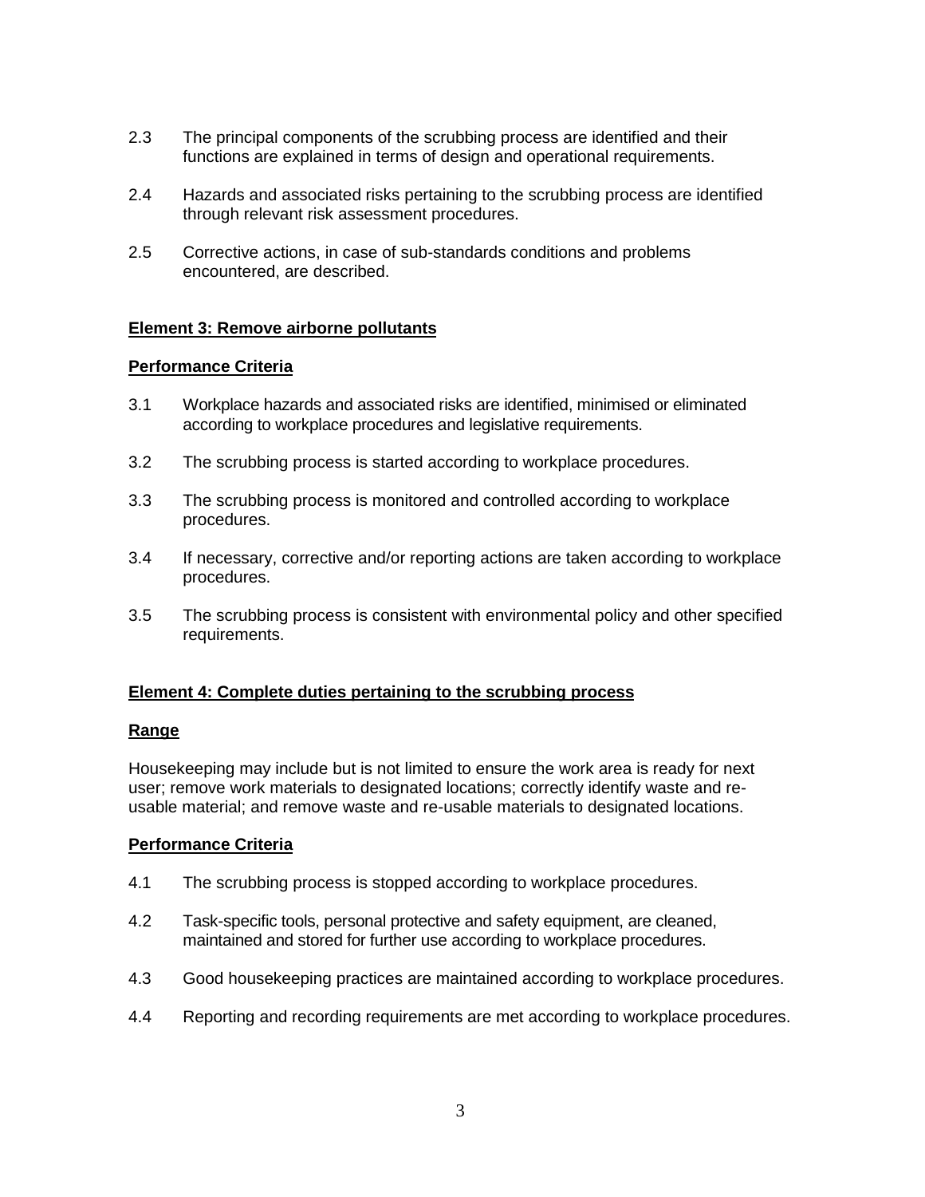2.3 The principal components of the scrubbing process are identified and their functions are explained in terms of design and operational requirements.

2.4 Hazards and associated risks pertaining to the scrubbing process are identified through relevant risk assessment procedures.

2.5 Corrective actions, in case of sub-standards conditions and problems encountered, are described.

**Element 3: Remove airborne pollutants**

**Performance Criteria**

3.1 Workplace hazards and associated risks are identified, minimised or eliminated according to workplace procedures and legislative requirements.

3.2 The scrubbing process is started according to workplace procedures.

3.3 The scrubbing process is monitored and controlled according to workplace procedures.

3.4 If necessary, corrective and/or reporting actions are taken according to workplace procedures.

3.5 The scrubbing process is consistent with environmental policy and other specified requirements.

**Element 4: Complete duties pertaining to the scrubbing process**

**Range**

Housekeeping may include but is not limited to ensure the work area is ready for next user; remove work materials to designated locations; correctly identify waste and re-usable material; and remove waste and re-usable materials to designated locations.

**Performance Criteria**

4.1 The scrubbing process is stopped according to workplace procedures.

4.2 Task-specific tools, personal protective and safety equipment, are cleaned, maintained and stored for further use according to workplace procedures.

4.3 Good housekeeping practices are maintained according to workplace procedures.

4.4 Reporting and recording requirements are met according to workplace procedures.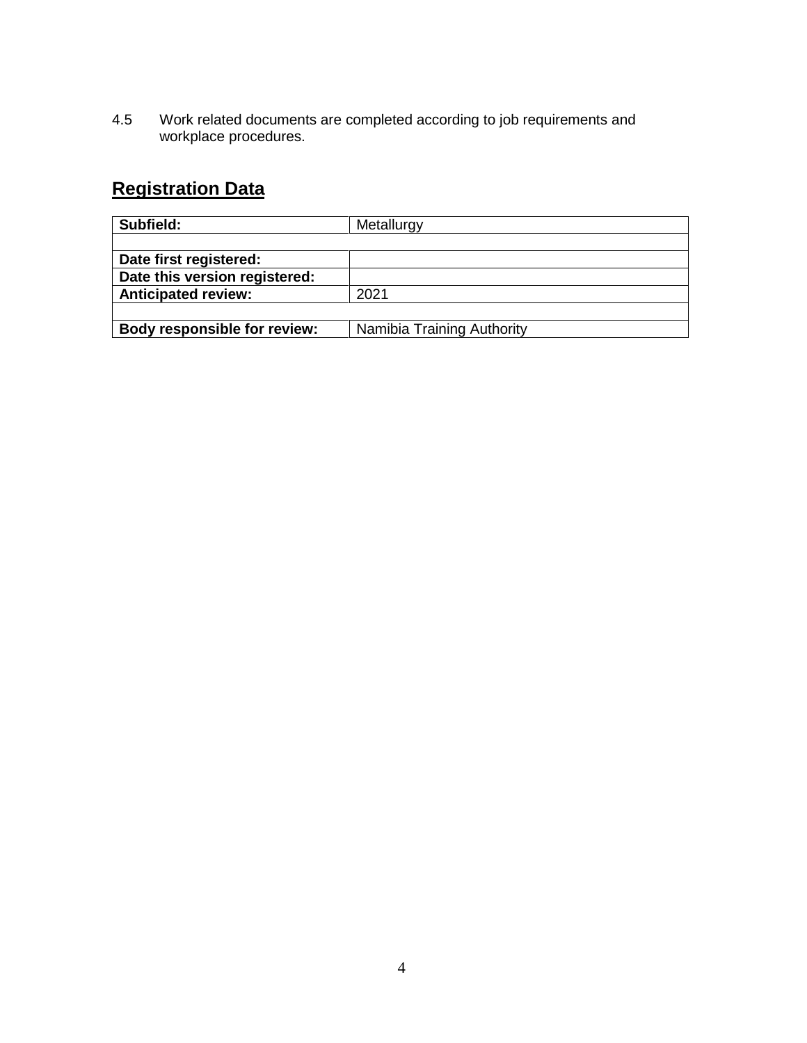4.5 Work related documents are completed according to job requirements and workplace procedures.

## Registration Data

| | |
|---|---|
| **Subfield:** | Metallurgy |
| | |
| **Date first registered:** | |
| **Date this version registered:** | |
| **Anticipated review:** | 2021 |
| | |
| **Body responsible for review:** | Namibia Training Authority |